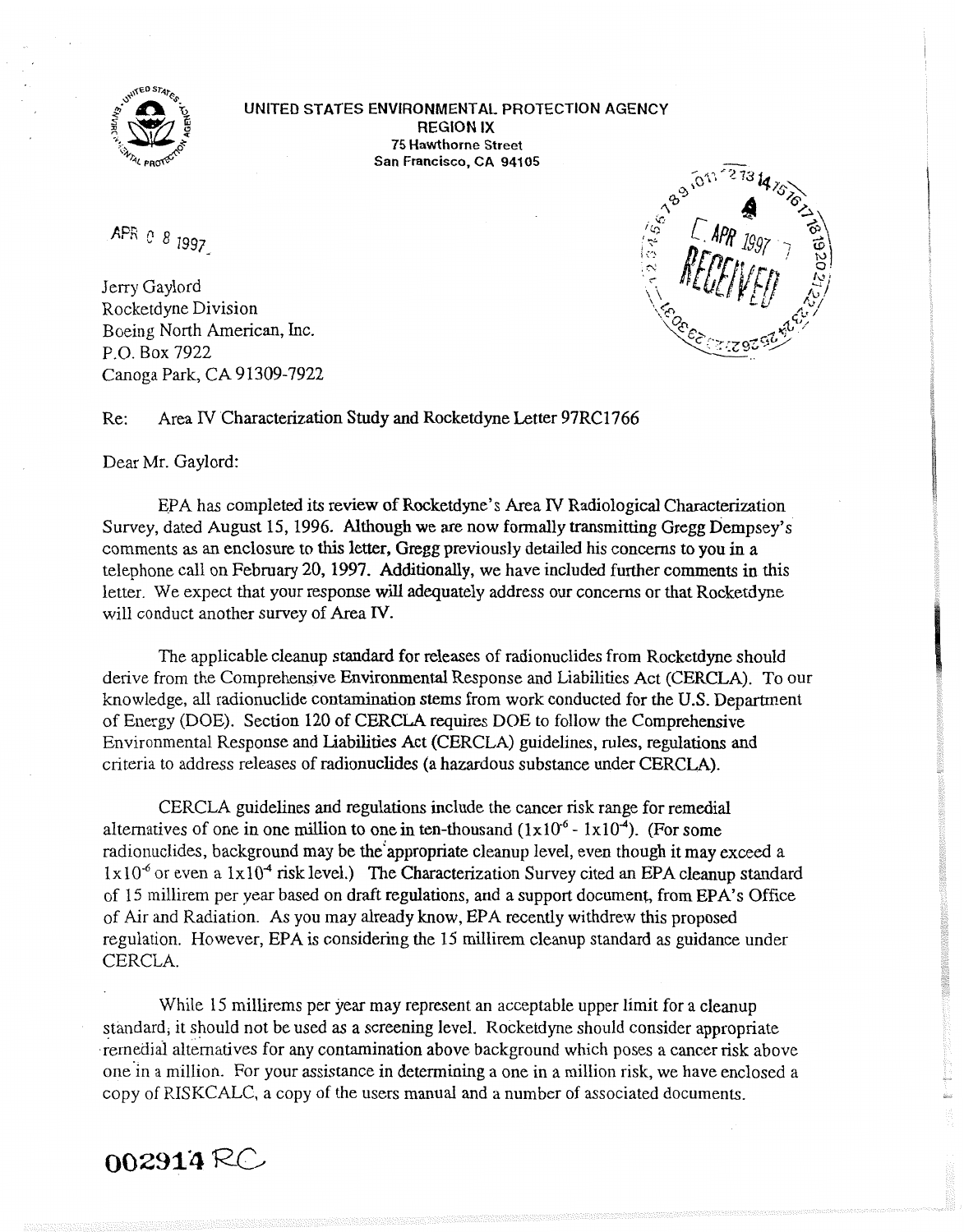UNITED STATES ENVIRONMENTAL PROTECTION AGENCY
REGION IX
75 Hawthorne Street
San Francisco, CA 94105

APR 08 1997

RECEIVED APR 1997

Jerry Gaylord
Rocketdyne Division
Boeing North American, Inc.
P.O. Box 7922
Canoga Park, CA 91309-7922

Re: Area IV Characterization Study and Rocketdyne Letter 97RC1766

Dear Mr. Gaylord:

EPA has completed its review of Rocketdyne's Area IV Radiological Characterization Survey, dated August 15, 1996. Although we are now formally transmitting Gregg Dempsey's comments as an enclosure to this letter, Gregg previously detailed his concerns to you in a telephone call on February 20, 1997. Additionally, we have included further comments in this letter. We expect that your response will adequately address our concerns or that Rocketdyne will conduct another survey of Area IV.

The applicable cleanup standard for releases of radionuclides from Rocketdyne should derive from the Comprehensive Environmental Response and Liabilities Act (CERCLA). To our knowledge, all radionuclide contamination stems from work conducted for the U.S. Department of Energy (DOE). Section 120 of CERCLA requires DOE to follow the Comprehensive Environmental Response and Liabilities Act (CERCLA) guidelines, rules, regulations and criteria to address releases of radionuclides (a hazardous substance under CERCLA).

CERCLA guidelines and regulations include the cancer risk range for remedial alternatives of one in one million to one in ten-thousand ($1x10^{-6}$ - $1x10^{-4}$). (For some radionuclides, background may be the appropriate cleanup level, even though it may exceed a $1x10^{-6}$ or even a $1x10^{-4}$ risk level.) The Characterization Survey cited an EPA cleanup standard of 15 millirem per year based on draft regulations, and a support document, from EPA's Office of Air and Radiation. As you may already know, EPA recently withdrew this proposed regulation. However, EPA is considering the 15 millirem cleanup standard as guidance under CERCLA.

While 15 millirems per year may represent an acceptable upper limit for a cleanup standard, it should not be used as a screening level. Rocketdyne should consider appropriate remedial alternatives for any contamination above background which poses a cancer risk above one in a million. For your assistance in determining a one in a million risk, we have enclosed a copy of RISKCALC, a copy of the users manual and a number of associated documents.

002914 RC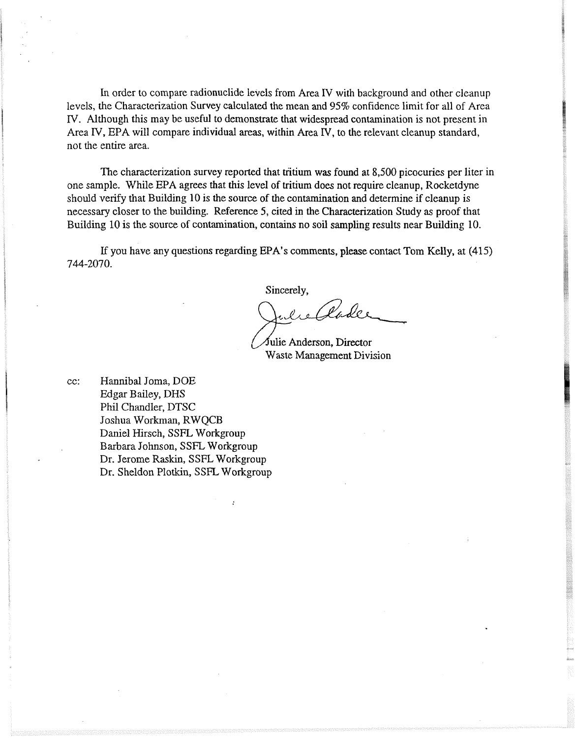In order to compare radionuclide levels from Area IV with background and other cleanup levels, the Characterization Survey calculated the mean and 95% confidence limit for all of Area IV. Although this may be useful to demonstrate that widespread contamination is not present in Area IV, EPA will compare individual areas, within Area IV, to the relevant cleanup standard, not the entire area.

The characterization survey reported that tritium was found at 8,500 picocuries per liter in one sample. While EPA agrees that this level of tritium does not require cleanup, Rocketdyne should verify that Building 10 is the source of the contamination and determine if cleanup is necessary closer to the building. Reference 5, cited in the Characterization Study as proof that Building 10 is the source of contamination, contains no soil sampling results near Building 10.

If you have any questions regarding EPA's comments, please contact Tom Kelly, at (415) 744-2070.

Sincerely,

Julie Anderson, Director
Waste Management Division

cc: Hannibal Joma, DOE
Edgar Bailey, DHS
Phil Chandler, DTSC
Joshua Workman, RWQCB
Daniel Hirsch, SSFL Workgroup
Barbara Johnson, SSFL Workgroup
Dr. Jerome Raskin, SSFL Workgroup
Dr. Sheldon Plotkin, SSFL Workgroup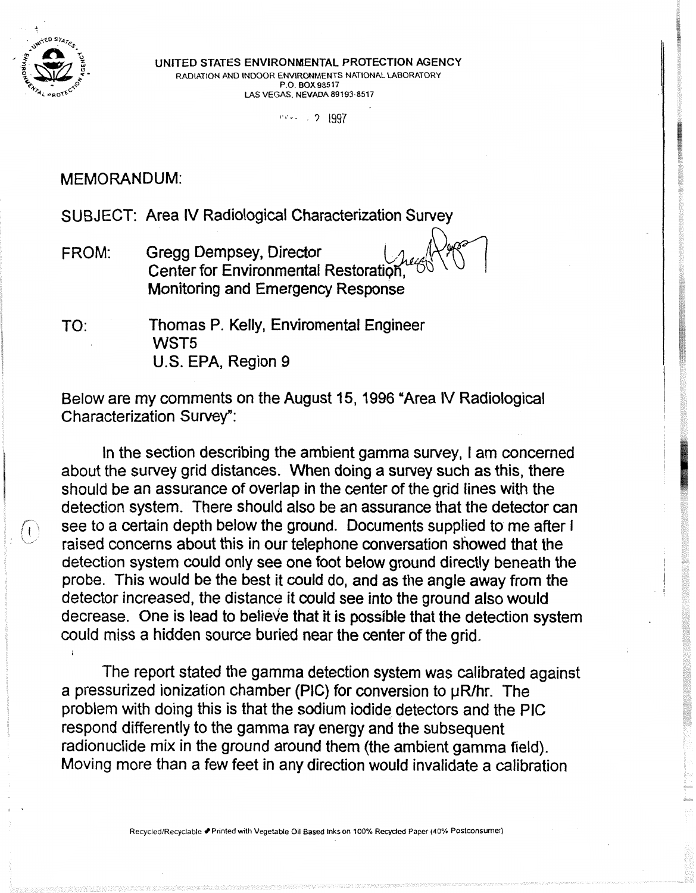UNITED STATES ENVIRONMENTAL PROTECTION AGENCY
RADIATION AND INDOOR ENVIRONMENTS NATIONAL LABORATORY
P.O. BOX 98517
LAS VEGAS, NEVADA 89193-8517

. 2 1997

MEMORANDUM:

SUBJECT: Area IV Radiological Characterization Survey

FROM: Gregg Dempsey, Director
Center for Environmental Restoration,
Monitoring and Emergency Response

TO: Thomas P. Kelly, Enviromental Engineer
WST5
U.S. EPA, Region 9

Below are my comments on the August 15, 1996 "Area IV Radiological Characterization Survey":

In the section describing the ambient gamma survey, I am concerned about the survey grid distances. When doing a survey such as this, there should be an assurance of overlap in the center of the grid lines with the detection system. There should also be an assurance that the detector can see to a certain depth below the ground. Documents supplied to me after I raised concerns about this in our telephone conversation showed that the detection system could only see one foot below ground directly beneath the probe. This would be the best it could do, and as the angle away from the detector increased, the distance it could see into the ground also would decrease. One is lead to believe that it is possible that the detection system could miss a hidden source buried near the center of the grid.

The report stated the gamma detection system was calibrated against a pressurized ionization chamber (PIC) for conversion to μR/hr. The problem with doing this is that the sodium iodide detectors and the PIC respond differently to the gamma ray energy and the subsequent radionuclide mix in the ground around them (the ambient gamma field). Moving more than a few feet in any direction would invalidate a calibration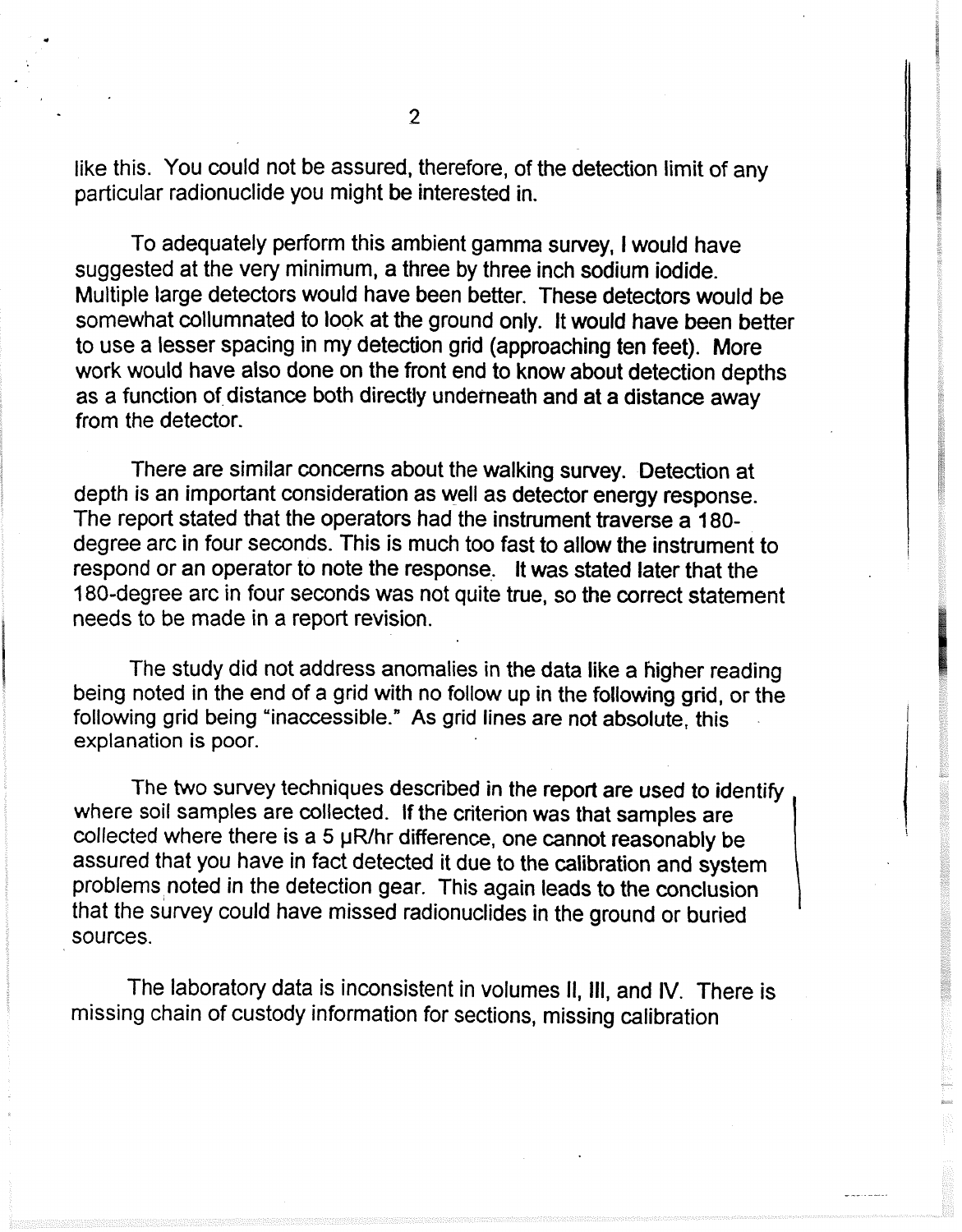like this. You could not be assured, therefore, of the detection limit of any particular radionuclide you might be interested in.

To adequately perform this ambient gamma survey, I would have suggested at the very minimum, a three by three inch sodium iodide. Multiple large detectors would have been better. These detectors would be somewhat collumnated to look at the ground only. It would have been better to use a lesser spacing in my detection grid (approaching ten feet). More work would have also done on the front end to know about detection depths as a function of distance both directly underneath and at a distance away from the detector.

There are similar concerns about the walking survey. Detection at depth is an important consideration as well as detector energy response. The report stated that the operators had the instrument traverse a 180-degree arc in four seconds. This is much too fast to allow the instrument to respond or an operator to note the response. It was stated later that the 180-degree arc in four seconds was not quite true, so the correct statement needs to be made in a report revision.

The study did not address anomalies in the data like a higher reading being noted in the end of a grid with no follow up in the following grid, or the following grid being "inaccessible." As grid lines are not absolute, this explanation is poor.

The two survey techniques described in the report are used to identify where soil samples are collected. If the criterion was that samples are collected where there is a 5 μR/hr difference, one cannot reasonably be assured that you have in fact detected it due to the calibration and system problems noted in the detection gear. This again leads to the conclusion that the survey could have missed radionuclides in the ground or buried sources.

The laboratory data is inconsistent in volumes II, III, and IV. There is missing chain of custody information for sections, missing calibration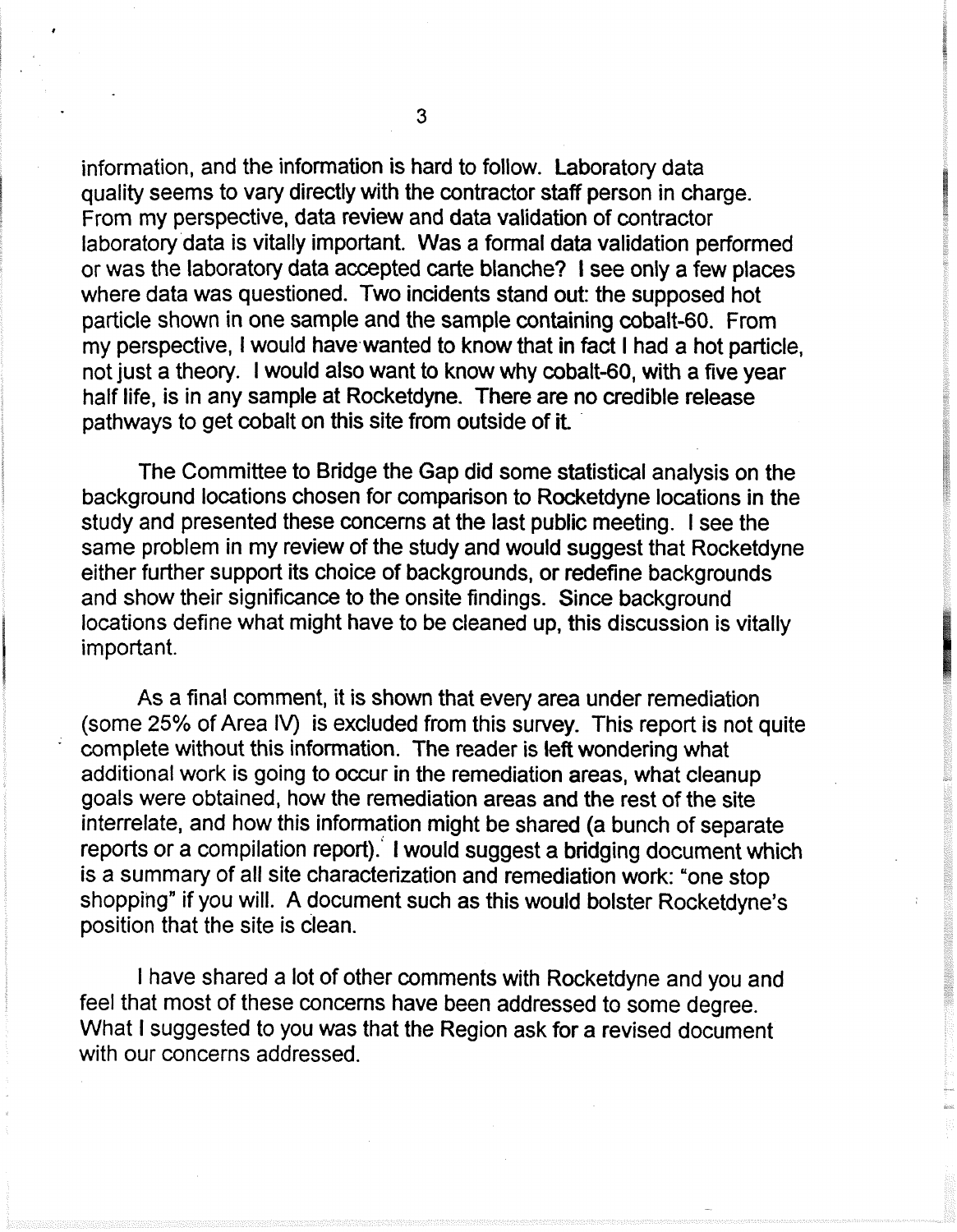information, and the information is hard to follow. Laboratory data quality seems to vary directly with the contractor staff person in charge. From my perspective, data review and data validation of contractor laboratory data is vitally important. Was a formal data validation performed or was the laboratory data accepted carte blanche? I see only a few places where data was questioned. Two incidents stand out: the supposed hot particle shown in one sample and the sample containing cobalt-60. From my perspective, I would have wanted to know that in fact I had a hot particle, not just a theory. I would also want to know why cobalt-60, with a five year half life, is in any sample at Rocketdyne. There are no credible release pathways to get cobalt on this site from outside of it.

The Committee to Bridge the Gap did some statistical analysis on the background locations chosen for comparison to Rocketdyne locations in the study and presented these concerns at the last public meeting. I see the same problem in my review of the study and would suggest that Rocketdyne either further support its choice of backgrounds, or redefine backgrounds and show their significance to the onsite findings. Since background locations define what might have to be cleaned up, this discussion is vitally important.

As a final comment, it is shown that every area under remediation (some 25% of Area IV) is excluded from this survey. This report is not quite complete without this information. The reader is left wondering what additional work is going to occur in the remediation areas, what cleanup goals were obtained, how the remediation areas and the rest of the site interrelate, and how this information might be shared (a bunch of separate reports or a compilation report). I would suggest a bridging document which is a summary of all site characterization and remediation work: "one stop shopping" if you will. A document such as this would bolster Rocketdyne's position that the site is clean.

I have shared a lot of other comments with Rocketdyne and you and feel that most of these concerns have been addressed to some degree. What I suggested to you was that the Region ask for a revised document with our concerns addressed.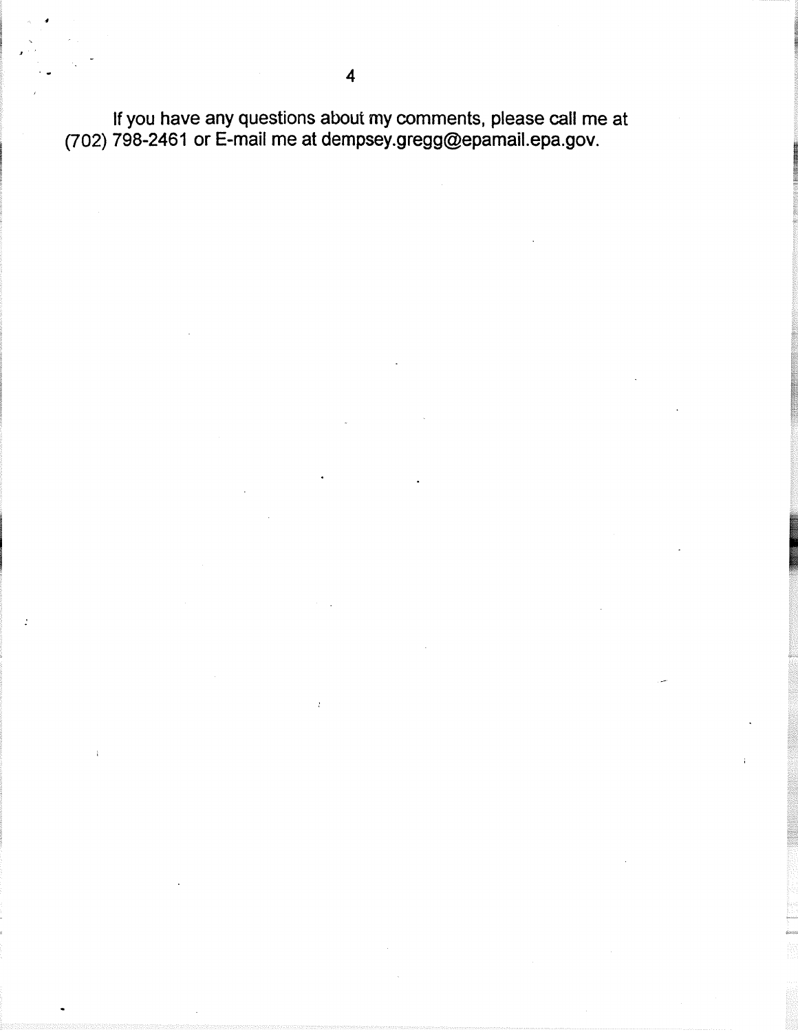If you have any questions about my comments, please call me at (702) 798-2461 or E-mail me at dempsey.gregg@epamail.epa.gov.